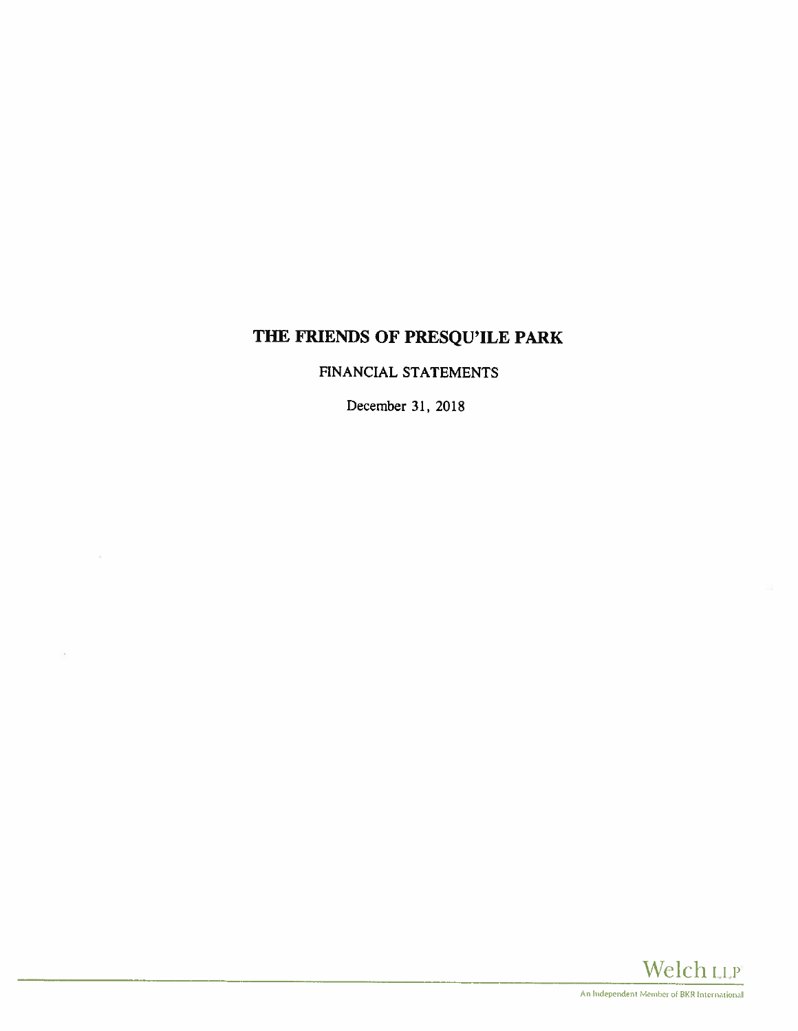# THE FRIENDS OF PRESQU'ILE PARK

FINANCIAL STATEMENTS

December 31, 2018

Welch LLP

An Independent Member of BKR International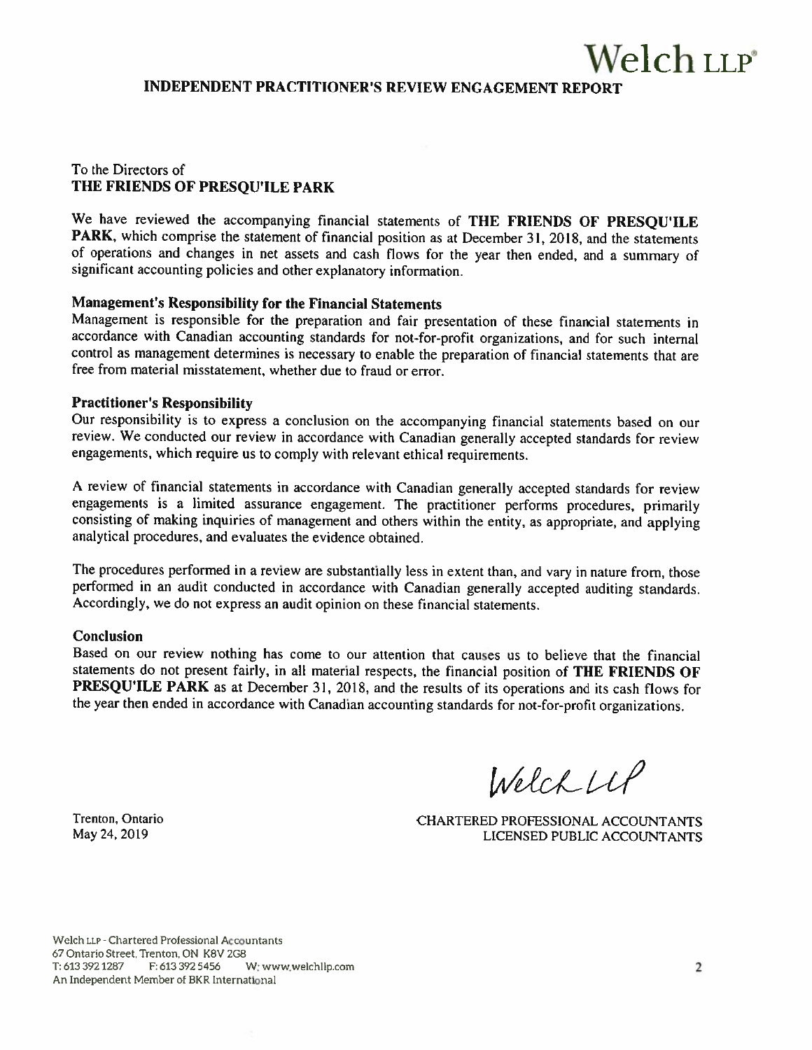Welch LLP

# INDEPENDENT PRACTITIONER'S REVIEW ENGAGEMENT REPORT

To the Directors of
**THE FRIENDS OF PRESQU'ILE PARK**

We have reviewed the accompanying financial statements of **THE FRIENDS OF PRESQU'ILE PARK**, which comprise the statement of financial position as at December 31, 2018, and the statements of operations and changes in net assets and cash flows for the year then ended, and a summary of significant accounting policies and other explanatory information.

## Management's Responsibility for the Financial Statements

Management is responsible for the preparation and fair presentation of these financial statements in accordance with Canadian accounting standards for not-for-profit organizations, and for such internal control as management determines is necessary to enable the preparation of financial statements that are free from material misstatement, whether due to fraud or error.

## Practitioner's Responsibility

Our responsibility is to express a conclusion on the accompanying financial statements based on our review. We conducted our review in accordance with Canadian generally accepted standards for review engagements, which require us to comply with relevant ethical requirements.

A review of financial statements in accordance with Canadian generally accepted standards for review engagements is a limited assurance engagement. The practitioner performs procedures, primarily consisting of making inquiries of management and others within the entity, as appropriate, and applying analytical procedures, and evaluates the evidence obtained.

The procedures performed in a review are substantially less in extent than, and vary in nature from, those performed in an audit conducted in accordance with Canadian generally accepted auditing standards. Accordingly, we do not express an audit opinion on these financial statements.

## Conclusion

Based on our review nothing has come to our attention that causes us to believe that the financial statements do not present fairly, in all material respects, the financial position of **THE FRIENDS OF PRESQU'ILE PARK** as at December 31, 2018, and the results of its operations and its cash flows for the year then ended in accordance with Canadian accounting standards for not-for-profit organizations.

Welch LLP

CHARTERED PROFESSIONAL ACCOUNTANTS
LICENSED PUBLIC ACCOUNTANTS

Trenton, Ontario
May 24, 2019

Welch LLP - Chartered Professional Accountants
67 Ontario Street, Trenton, ON K8V 2G8
T: 613 392 1287 F: 613 392 5456 W: www.welchllp.com
An Independent Member of BKR International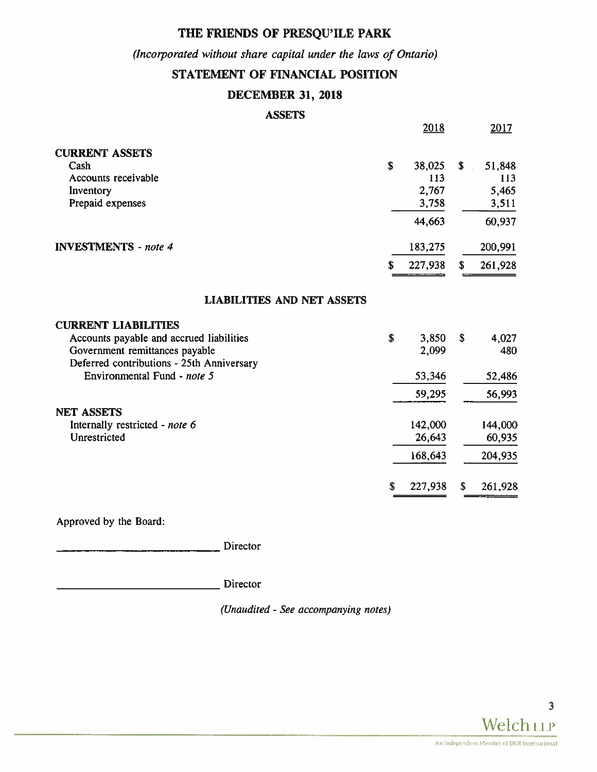# THE FRIENDS OF PRESQU'ILE PARK

*(Incorporated without share capital under the laws of Ontario)*

## STATEMENT OF FINANCIAL POSITION

## DECEMBER 31, 2018

### ASSETS

| | 2018 | 2017 |
|---|---|---|
| **CURRENT ASSETS** | | |
| Cash | $ 38,025 | $ 51,848 |
| Accounts receivable | 113 | 113 |
| Inventory | 2,767 | 5,465 |
| Prepaid expenses | 3,758 | 3,511 |
| | 44,663 | 60,937 |
| **INVESTMENTS** - *note 4* | 183,275 | 200,991 |
| | $ 227,938 | $ 261,928 |

### LIABILITIES AND NET ASSETS

| | 2018 | 2017 |
|---|---|---|
| **CURRENT LIABILITIES** | | |
| Accounts payable and accrued liabilities | $ 3,850 | $ 4,027 |
| Government remittances payable | 2,099 | 480 |
| Deferred contributions - 25th Anniversary Environmental Fund - *note 5* | 53,346 | 52,486 |
| | 59,295 | 56,993 |
| **NET ASSETS** | | |
| Internally restricted - *note 6* | 142,000 | 144,000 |
| Unrestricted | 26,643 | 60,935 |
| | 168,643 | 204,935 |
| | $ 227,938 | $ 261,928 |

Approved by the Board:

\_\_\_\_\_\_\_\_\_\_\_\_\_\_\_\_\_\_\_\_\_\_\_\_\_\_\_\_ Director

\_\_\_\_\_\_\_\_\_\_\_\_\_\_\_\_\_\_\_\_\_\_\_\_\_\_\_\_ Director

*(Unaudited - See accompanying notes)*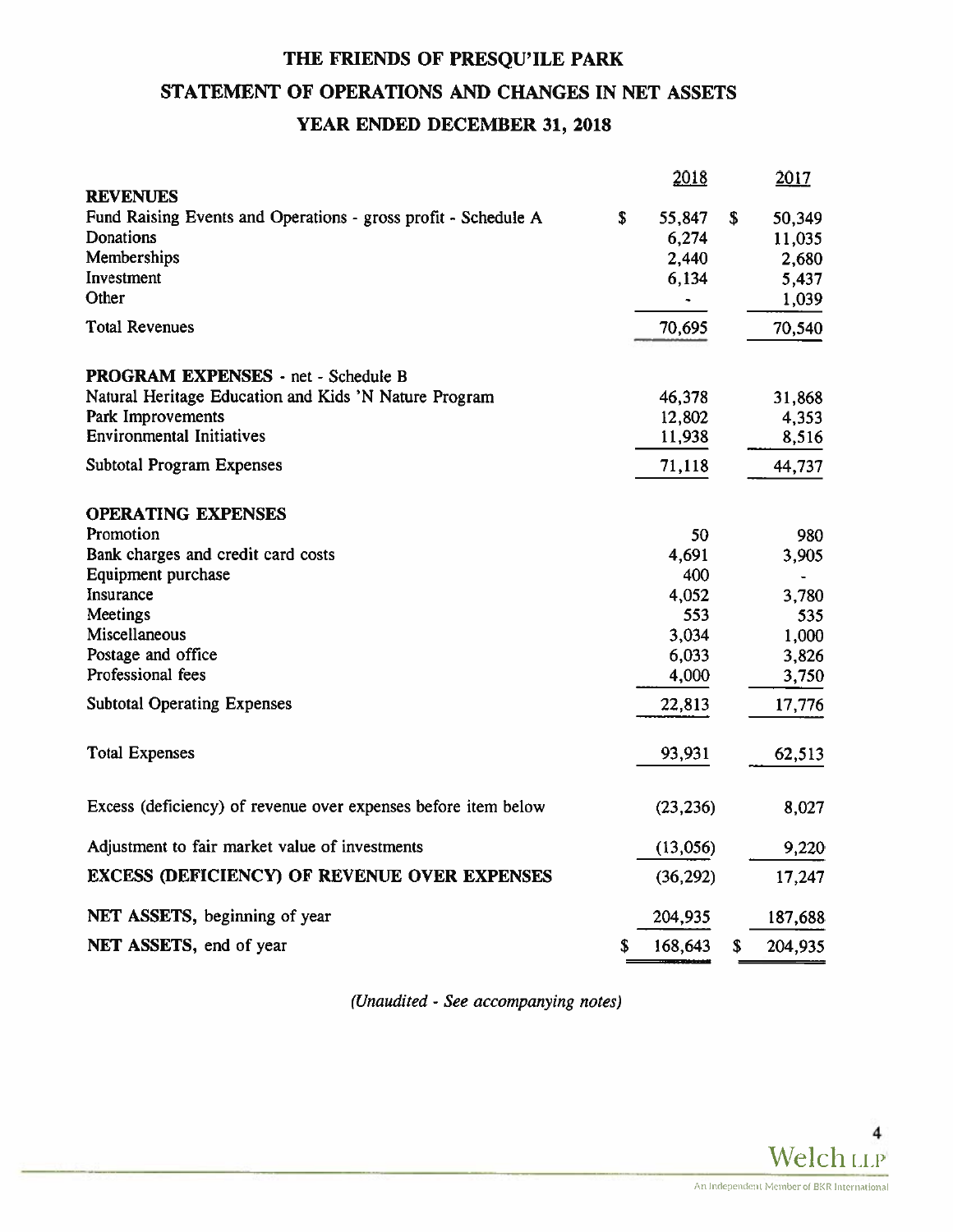# THE FRIENDS OF PRESQU'ILE PARK

## STATEMENT OF OPERATIONS AND CHANGES IN NET ASSETS

## YEAR ENDED DECEMBER 31, 2018

| | 2018 | 2017 |
|---|---|---|
| **REVENUES** | | |
| Fund Raising Events and Operations - gross profit - Schedule A | $ 55,847 | $ 50,349 |
| Donations | 6,274 | 11,035 |
| Memberships | 2,440 | 2,680 |
| Investment | 6,134 | 5,437 |
| Other | - | 1,039 |
| Total Revenues | 70,695 | 70,540 |
| **PROGRAM EXPENSES** - net - Schedule B | | |
| Natural Heritage Education and Kids 'N Nature Program | 46,378 | 31,868 |
| Park Improvements | 12,802 | 4,353 |
| Environmental Initiatives | 11,938 | 8,516 |
| Subtotal Program Expenses | 71,118 | 44,737 |
| **OPERATING EXPENSES** | | |
| Promotion | 50 | 980 |
| Bank charges and credit card costs | 4,691 | 3,905 |
| Equipment purchase | 400 | - |
| Insurance | 4,052 | 3,780 |
| Meetings | 553 | 535 |
| Miscellaneous | 3,034 | 1,000 |
| Postage and office | 6,033 | 3,826 |
| Professional fees | 4,000 | 3,750 |
| Subtotal Operating Expenses | 22,813 | 17,776 |
| Total Expenses | 93,931 | 62,513 |
| Excess (deficiency) of revenue over expenses before item below | (23,236) | 8,027 |
| Adjustment to fair market value of investments | (13,056) | 9,220 |
| **EXCESS (DEFICIENCY) OF REVENUE OVER EXPENSES** | (36,292) | 17,247 |
| **NET ASSETS,** beginning of year | 204,935 | 187,688 |
| **NET ASSETS,** end of year | $ 168,643 | $ 204,935 |

*(Unaudited - See accompanying notes)*

Welch LLP
An Independent Member of BKR International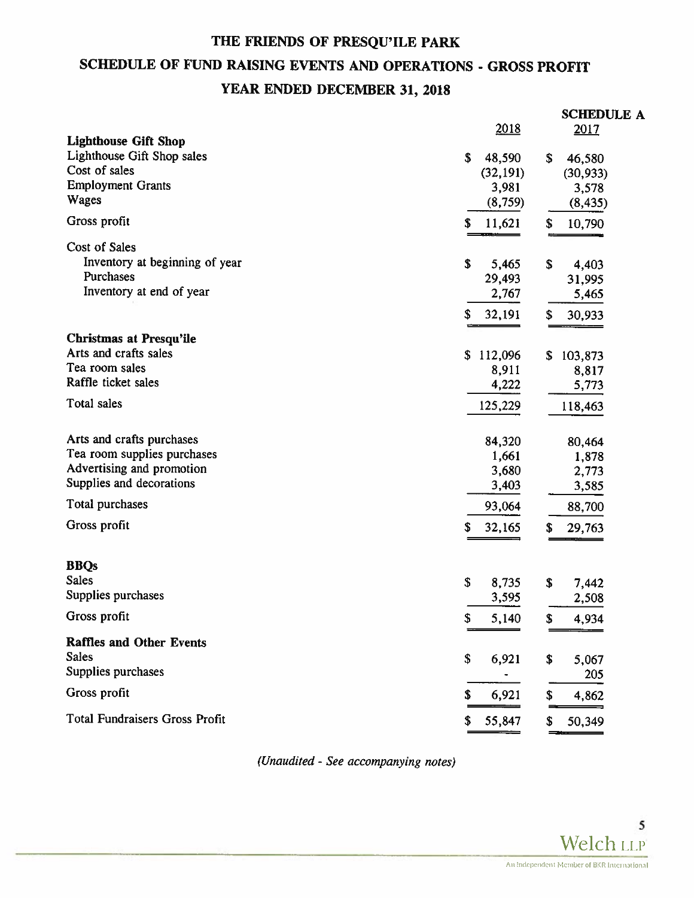# THE FRIENDS OF PRESQU'ILE PARK

## SCHEDULE OF FUND RAISING EVENTS AND OPERATIONS - GROSS PROFIT

## YEAR ENDED DECEMBER 31, 2018

**SCHEDULE A**

| | 2018 | 2017 |
|---|---|---|
| **Lighthouse Gift Shop** | | |
| Lighthouse Gift Shop sales | $ 48,590 | $ 46,580 |
| Cost of sales | (32,191) | (30,933) |
| Employment Grants | 3,981 | 3,578 |
| Wages | (8,759) | (8,435) |
| Gross profit | $ 11,621 | $ 10,790 |
| Cost of Sales | | |
| Inventory at beginning of year | $ 5,465 | $ 4,403 |
| Purchases | 29,493 | 31,995 |
| Inventory at end of year | 2,767 | 5,465 |
| | $ 32,191 | $ 30,933 |
| **Christmas at Presqu'ile** | | |
| Arts and crafts sales | $ 112,096 | $ 103,873 |
| Tea room sales | 8,911 | 8,817 |
| Raffle ticket sales | 4,222 | 5,773 |
| Total sales | 125,229 | 118,463 |
| Arts and crafts purchases | 84,320 | 80,464 |
| Tea room supplies purchases | 1,661 | 1,878 |
| Advertising and promotion | 3,680 | 2,773 |
| Supplies and decorations | 3,403 | 3,585 |
| Total purchases | 93,064 | 88,700 |
| Gross profit | $ 32,165 | $ 29,763 |
| **BBQs** | | |
| Sales | $ 8,735 | $ 7,442 |
| Supplies purchases | 3,595 | 2,508 |
| Gross profit | $ 5,140 | $ 4,934 |
| **Raffles and Other Events** | | |
| Sales | $ 6,921 | $ 5,067 |
| Supplies purchases | - | 205 |
| Gross profit | $ 6,921 | $ 4,862 |
| Total Fundraisers Gross Profit | $ 55,847 | $ 50,349 |

*(Unaudited - See accompanying notes)*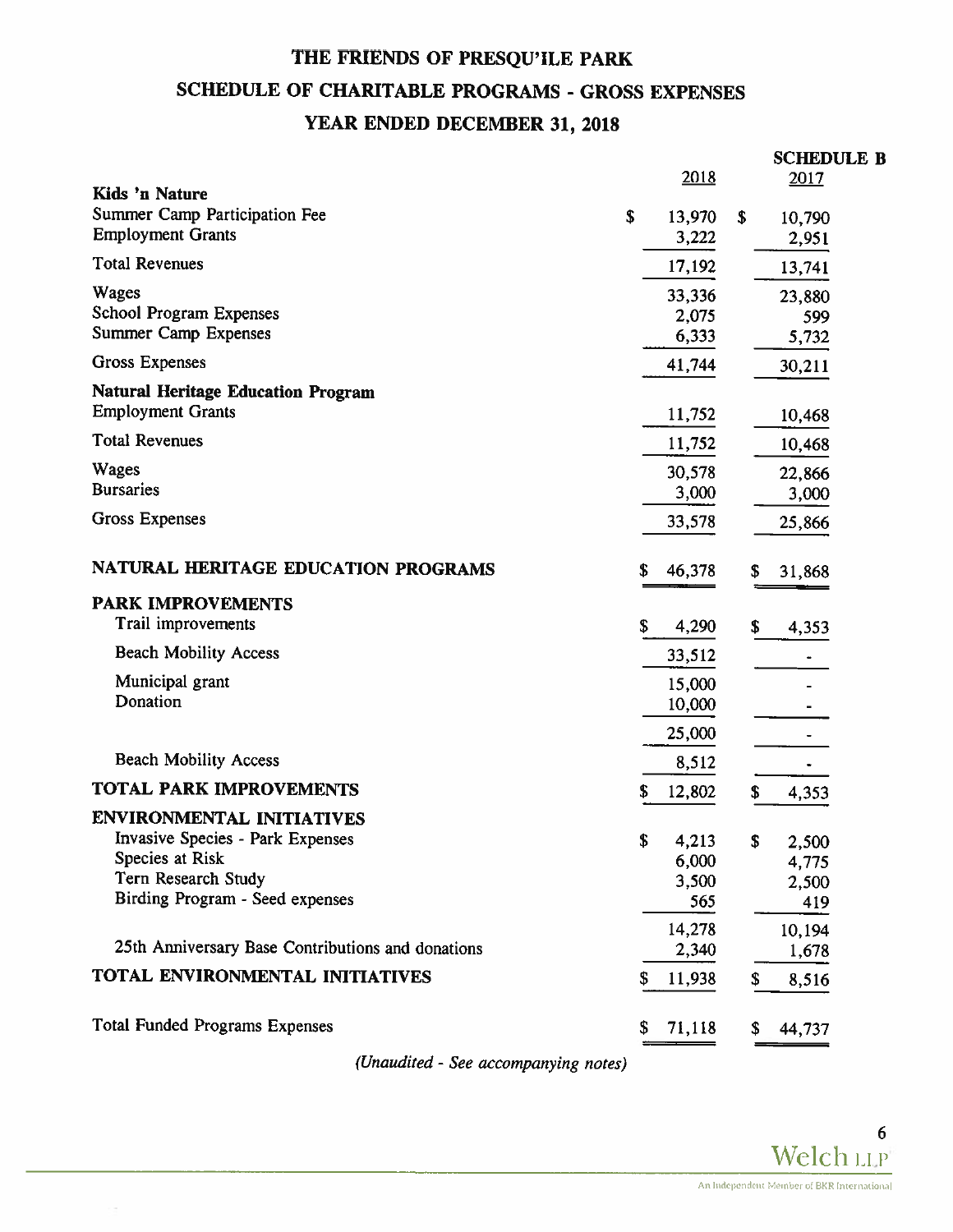# THE FRIENDS OF PRESQU'ILE PARK

## SCHEDULE OF CHARITABLE PROGRAMS - GROSS EXPENSES

## YEAR ENDED DECEMBER 31, 2018

**SCHEDULE B**

| | 2018 | 2017 |
|---|---|---|
| **Kids 'n Nature** | | |
| Summer Camp Participation Fee | $ 13,970 | $ 10,790 |
| Employment Grants | 3,222 | 2,951 |
| Total Revenues | 17,192 | 13,741 |
| Wages | 33,336 | 23,880 |
| School Program Expenses | 2,075 | 599 |
| Summer Camp Expenses | 6,333 | 5,732 |
| Gross Expenses | 41,744 | 30,211 |
| **Natural Heritage Education Program** | | |
| Employment Grants | 11,752 | 10,468 |
| Total Revenues | 11,752 | 10,468 |
| Wages | 30,578 | 22,866 |
| Bursaries | 3,000 | 3,000 |
| Gross Expenses | 33,578 | 25,866 |
| **NATURAL HERITAGE EDUCATION PROGRAMS** | $ 46,378 | $ 31,868 |
| **PARK IMPROVEMENTS** | | |
| Trail improvements | $ 4,290 | $ 4,353 |
| Beach Mobility Access | 33,512 | - |
| Municipal grant | 15,000 | - |
| Donation | 10,000 | - |
| | 25,000 | - |
| Beach Mobility Access | 8,512 | - |
| **TOTAL PARK IMPROVEMENTS** | $ 12,802 | $ 4,353 |
| **ENVIRONMENTAL INITIATIVES** | | |
| Invasive Species - Park Expenses | $ 4,213 | $ 2,500 |
| Species at Risk | 6,000 | 4,775 |
| Tern Research Study | 3,500 | 2,500 |
| Birding Program - Seed expenses | 565 | 419 |
| | 14,278 | 10,194 |
| 25th Anniversary Base Contributions and donations | 2,340 | 1,678 |
| **TOTAL ENVIRONMENTAL INITIATIVES** | $ 11,938 | $ 8,516 |
| Total Funded Programs Expenses | $ 71,118 | $ 44,737 |

*(Unaudited - See accompanying notes)*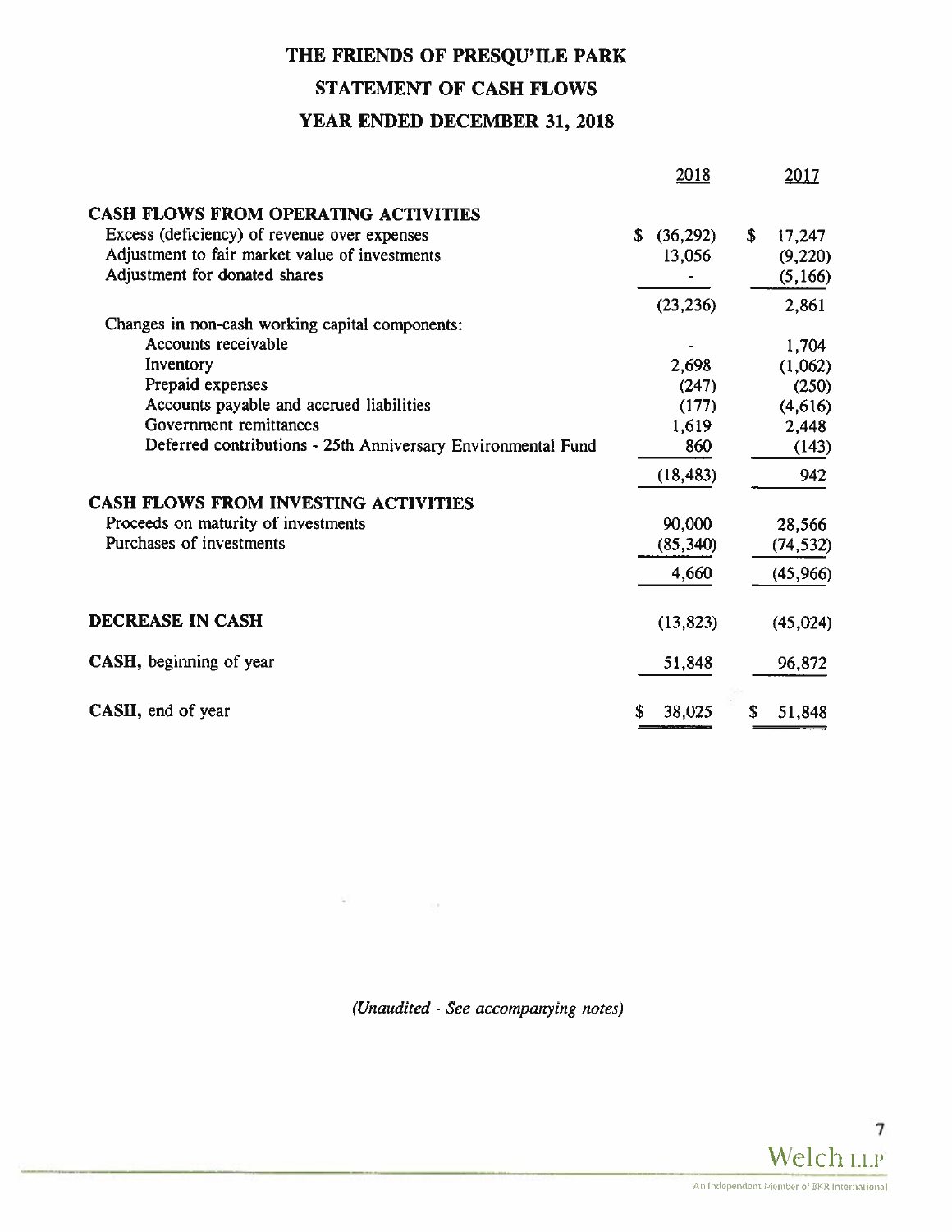# THE FRIENDS OF PRESQU'ILE PARK

## STATEMENT OF CASH FLOWS

## YEAR ENDED DECEMBER 31, 2018

| | 2018 | 2017 |
|---|---|---|
| **CASH FLOWS FROM OPERATING ACTIVITIES** | | |
| Excess (deficiency) of revenue over expenses | $ (36,292) | $ 17,247 |
| Adjustment to fair market value of investments | 13,056 | (9,220) |
| Adjustment for donated shares | - | (5,166) |
| | (23,236) | 2,861 |
| Changes in non-cash working capital components: | | |
| Accounts receivable | - | 1,704 |
| Inventory | 2,698 | (1,062) |
| Prepaid expenses | (247) | (250) |
| Accounts payable and accrued liabilities | (177) | (4,616) |
| Government remittances | 1,619 | 2,448 |
| Deferred contributions - 25th Anniversary Environmental Fund | 860 | (143) |
| | (18,483) | 942 |
| **CASH FLOWS FROM INVESTING ACTIVITIES** | | |
| Proceeds on maturity of investments | 90,000 | 28,566 |
| Purchases of investments | (85,340) | (74,532) |
| | 4,660 | (45,966) |
| **DECREASE IN CASH** | (13,823) | (45,024) |
| **CASH,** beginning of year | 51,848 | 96,872 |
| **CASH,** end of year | $ 38,025 | $ 51,848 |

*(Unaudited - See accompanying notes)*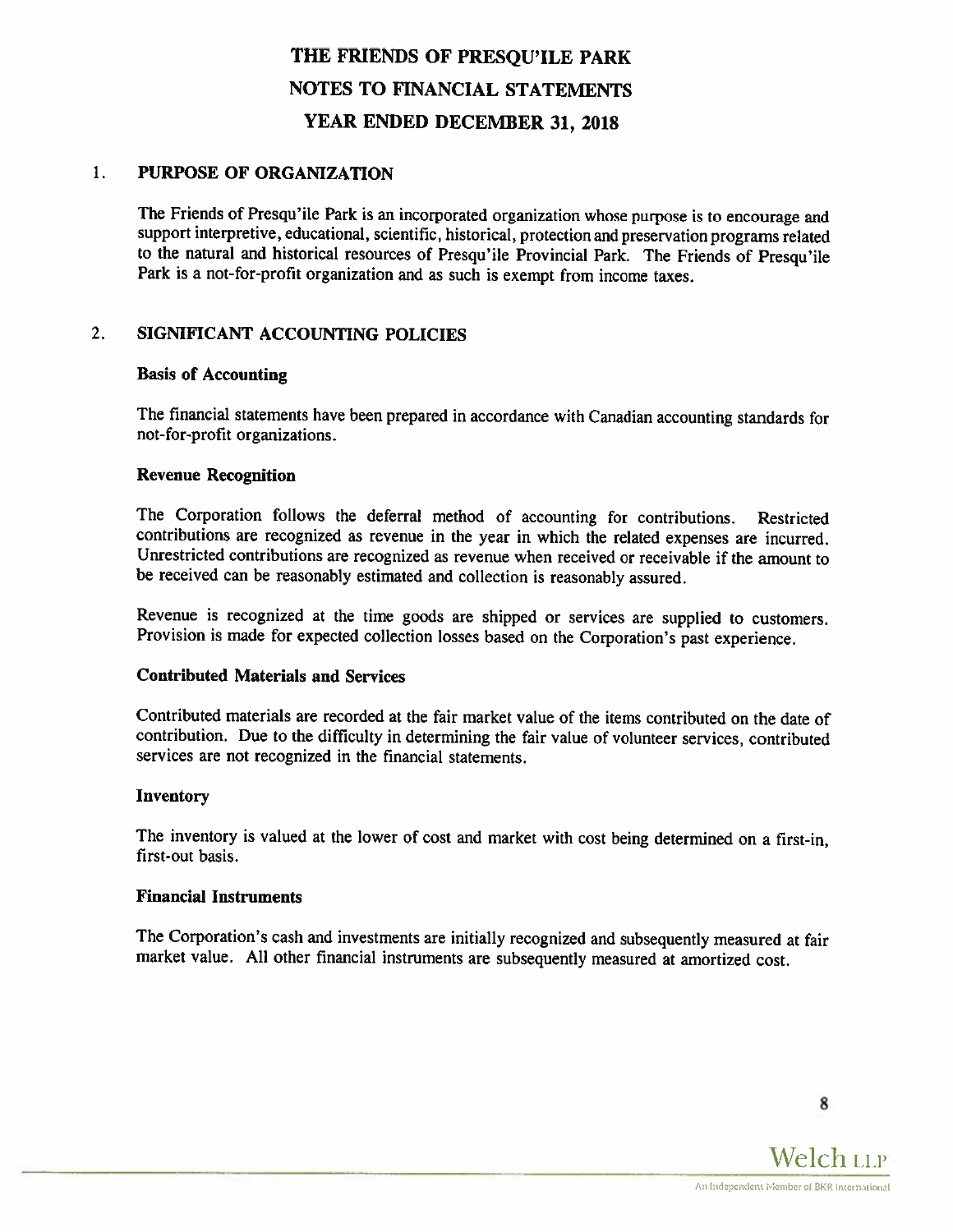# THE FRIENDS OF PRESQU'ILE PARK
# NOTES TO FINANCIAL STATEMENTS
# YEAR ENDED DECEMBER 31, 2018

## 1. PURPOSE OF ORGANIZATION

The Friends of Presqu'ile Park is an incorporated organization whose purpose is to encourage and support interpretive, educational, scientific, historical, protection and preservation programs related to the natural and historical resources of Presqu'ile Provincial Park. The Friends of Presqu'ile Park is a not-for-profit organization and as such is exempt from income taxes.

## 2. SIGNIFICANT ACCOUNTING POLICIES

### Basis of Accounting

The financial statements have been prepared in accordance with Canadian accounting standards for not-for-profit organizations.

### Revenue Recognition

The Corporation follows the deferral method of accounting for contributions. Restricted contributions are recognized as revenue in the year in which the related expenses are incurred. Unrestricted contributions are recognized as revenue when received or receivable if the amount to be received can be reasonably estimated and collection is reasonably assured.

Revenue is recognized at the time goods are shipped or services are supplied to customers. Provision is made for expected collection losses based on the Corporation's past experience.

### Contributed Materials and Services

Contributed materials are recorded at the fair market value of the items contributed on the date of contribution. Due to the difficulty in determining the fair value of volunteer services, contributed services are not recognized in the financial statements.

### Inventory

The inventory is valued at the lower of cost and market with cost being determined on a first-in, first-out basis.

### Financial Instruments

The Corporation's cash and investments are initially recognized and subsequently measured at fair market value. All other financial instruments are subsequently measured at amortized cost.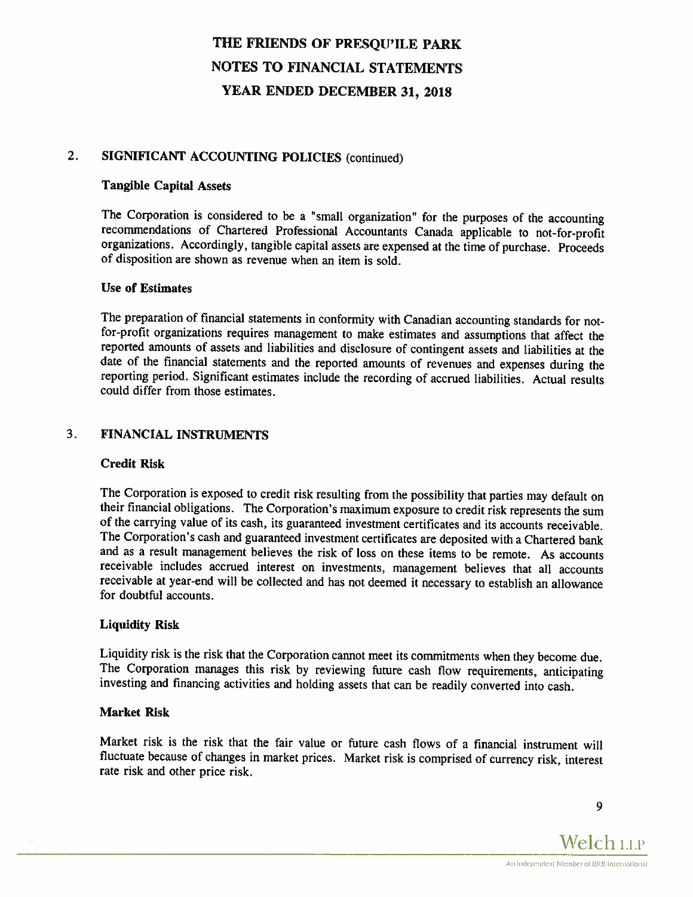# THE FRIENDS OF PRESQU'ILE PARK
# NOTES TO FINANCIAL STATEMENTS
# YEAR ENDED DECEMBER 31, 2018

## 2. SIGNIFICANT ACCOUNTING POLICIES (continued)

### Tangible Capital Assets

The Corporation is considered to be a "small organization" for the purposes of the accounting recommendations of Chartered Professional Accountants Canada applicable to not-for-profit organizations. Accordingly, tangible capital assets are expensed at the time of purchase. Proceeds of disposition are shown as revenue when an item is sold.

### Use of Estimates

The preparation of financial statements in conformity with Canadian accounting standards for not-for-profit organizations requires management to make estimates and assumptions that affect the reported amounts of assets and liabilities and disclosure of contingent assets and liabilities at the date of the financial statements and the reported amounts of revenues and expenses during the reporting period. Significant estimates include the recording of accrued liabilities. Actual results could differ from those estimates.

## 3. FINANCIAL INSTRUMENTS

### Credit Risk

The Corporation is exposed to credit risk resulting from the possibility that parties may default on their financial obligations. The Corporation's maximum exposure to credit risk represents the sum of the carrying value of its cash, its guaranteed investment certificates and its accounts receivable. The Corporation's cash and guaranteed investment certificates are deposited with a Chartered bank and as a result management believes the risk of loss on these items to be remote. As accounts receivable includes accrued interest on investments, management believes that all accounts receivable at year-end will be collected and has not deemed it necessary to establish an allowance for doubtful accounts.

### Liquidity Risk

Liquidity risk is the risk that the Corporation cannot meet its commitments when they become due. The Corporation manages this risk by reviewing future cash flow requirements, anticipating investing and financing activities and holding assets that can be readily converted into cash.

### Market Risk

Market risk is the risk that the fair value or future cash flows of a financial instrument will fluctuate because of changes in market prices. Market risk is comprised of currency risk, interest rate risk and other price risk.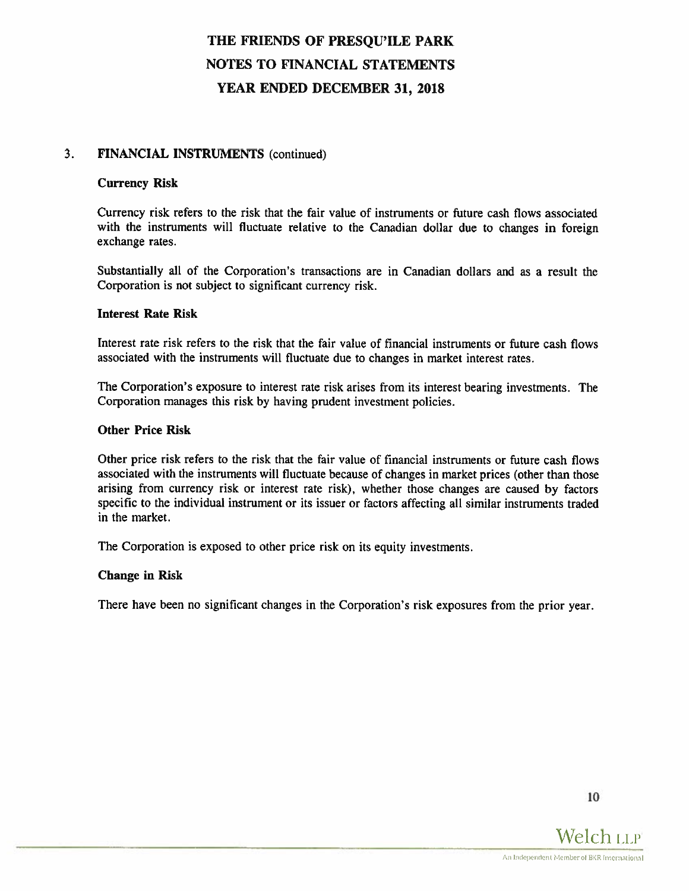# THE FRIENDS OF PRESQU'ILE PARK
# NOTES TO FINANCIAL STATEMENTS
# YEAR ENDED DECEMBER 31, 2018

## 3. FINANCIAL INSTRUMENTS (continued)

### Currency Risk

Currency risk refers to the risk that the fair value of instruments or future cash flows associated with the instruments will fluctuate relative to the Canadian dollar due to changes in foreign exchange rates.

Substantially all of the Corporation's transactions are in Canadian dollars and as a result the Corporation is not subject to significant currency risk.

### Interest Rate Risk

Interest rate risk refers to the risk that the fair value of financial instruments or future cash flows associated with the instruments will fluctuate due to changes in market interest rates.

The Corporation's exposure to interest rate risk arises from its interest bearing investments. The Corporation manages this risk by having prudent investment policies.

### Other Price Risk

Other price risk refers to the risk that the fair value of financial instruments or future cash flows associated with the instruments will fluctuate because of changes in market prices (other than those arising from currency risk or interest rate risk), whether those changes are caused by factors specific to the individual instrument or its issuer or factors affecting all similar instruments traded in the market.

The Corporation is exposed to other price risk on its equity investments.

### Change in Risk

There have been no significant changes in the Corporation's risk exposures from the prior year.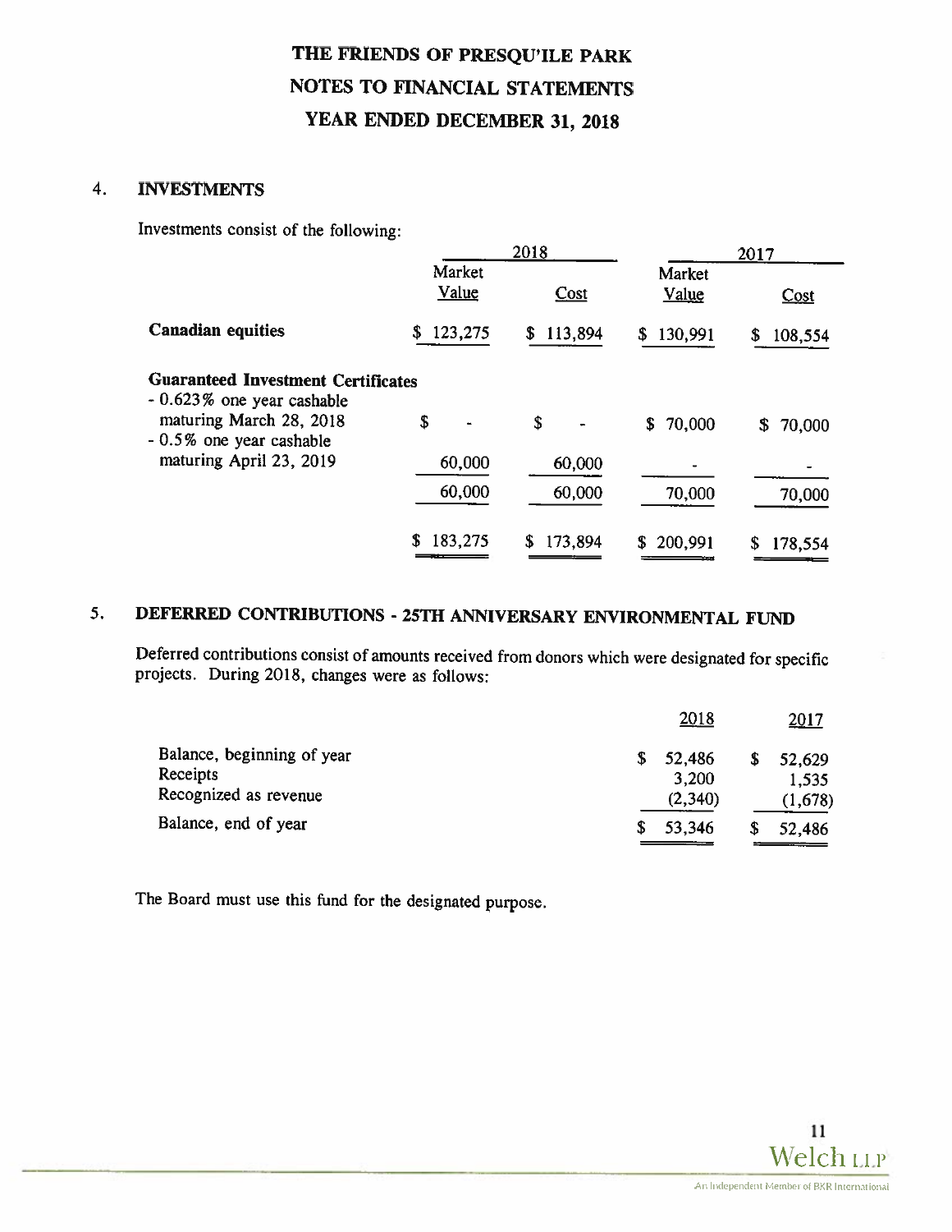# THE FRIENDS OF PRESQU'ILE PARK
# NOTES TO FINANCIAL STATEMENTS
# YEAR ENDED DECEMBER 31, 2018

## 4. INVESTMENTS

Investments consist of the following:

| | 2018 | | 2017 | |
|---|---|---|---|---|
| | Market Value | Cost | Market Value | Cost |
| **Canadian equities** | $ 123,275 | $ 113,894 | $ 130,991 | $ 108,554 |
| **Guaranteed Investment Certificates** | | | | |
| - 0.623% one year cashable maturing March 28, 2018 | $ - | $ - | $ 70,000 | $ 70,000 |
| - 0.5% one year cashable maturing April 23, 2019 | 60,000 | 60,000 | - | - |
| | 60,000 | 60,000 | 70,000 | 70,000 |
| | $ 183,275 | $ 173,894 | $ 200,991 | $ 178,554 |

## 5. DEFERRED CONTRIBUTIONS - 25TH ANNIVERSARY ENVIRONMENTAL FUND

Deferred contributions consist of amounts received from donors which were designated for specific projects. During 2018, changes were as follows:

| | 2018 | 2017 |
|---|---|---|
| Balance, beginning of year | $ 52,486 | $ 52,629 |
| Receipts | 3,200 | 1,535 |
| Recognized as revenue | (2,340) | (1,678) |
| Balance, end of year | $ 53,346 | $ 52,486 |

The Board must use this fund for the designated purpose.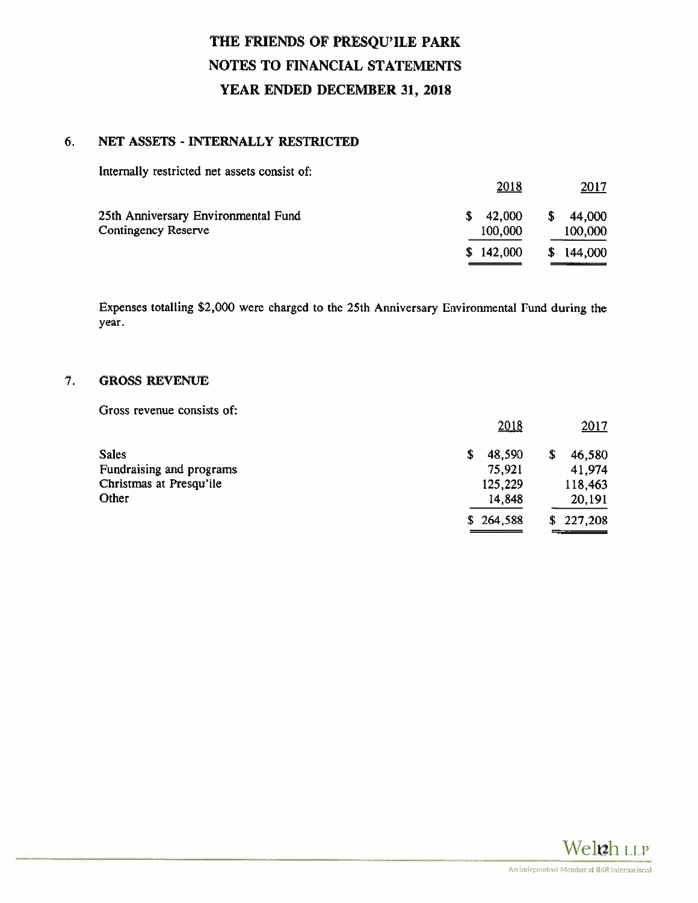# THE FRIENDS OF PRESQU'ILE PARK
## NOTES TO FINANCIAL STATEMENTS
## YEAR ENDED DECEMBER 31, 2018

### 6. NET ASSETS - INTERNALLY RESTRICTED

Internally restricted net assets consist of:

| | 2018 | 2017 |
|---|---|---|
| 25th Anniversary Environmental Fund | $ 42,000 | $ 44,000 |
| Contingency Reserve | 100,000 | 100,000 |
| | $ 142,000 | $ 144,000 |

Expenses totalling $2,000 were charged to the 25th Anniversary Environmental Fund during the year.

### 7. GROSS REVENUE

Gross revenue consists of:

| | 2018 | 2017 |
|---|---|---|
| Sales | $ 48,590 | $ 46,580 |
| Fundraising and programs | 75,921 | 41,974 |
| Christmas at Presqu'ile | 125,229 | 118,463 |
| Other | 14,848 | 20,191 |
| | $ 264,588 | $ 227,208 |